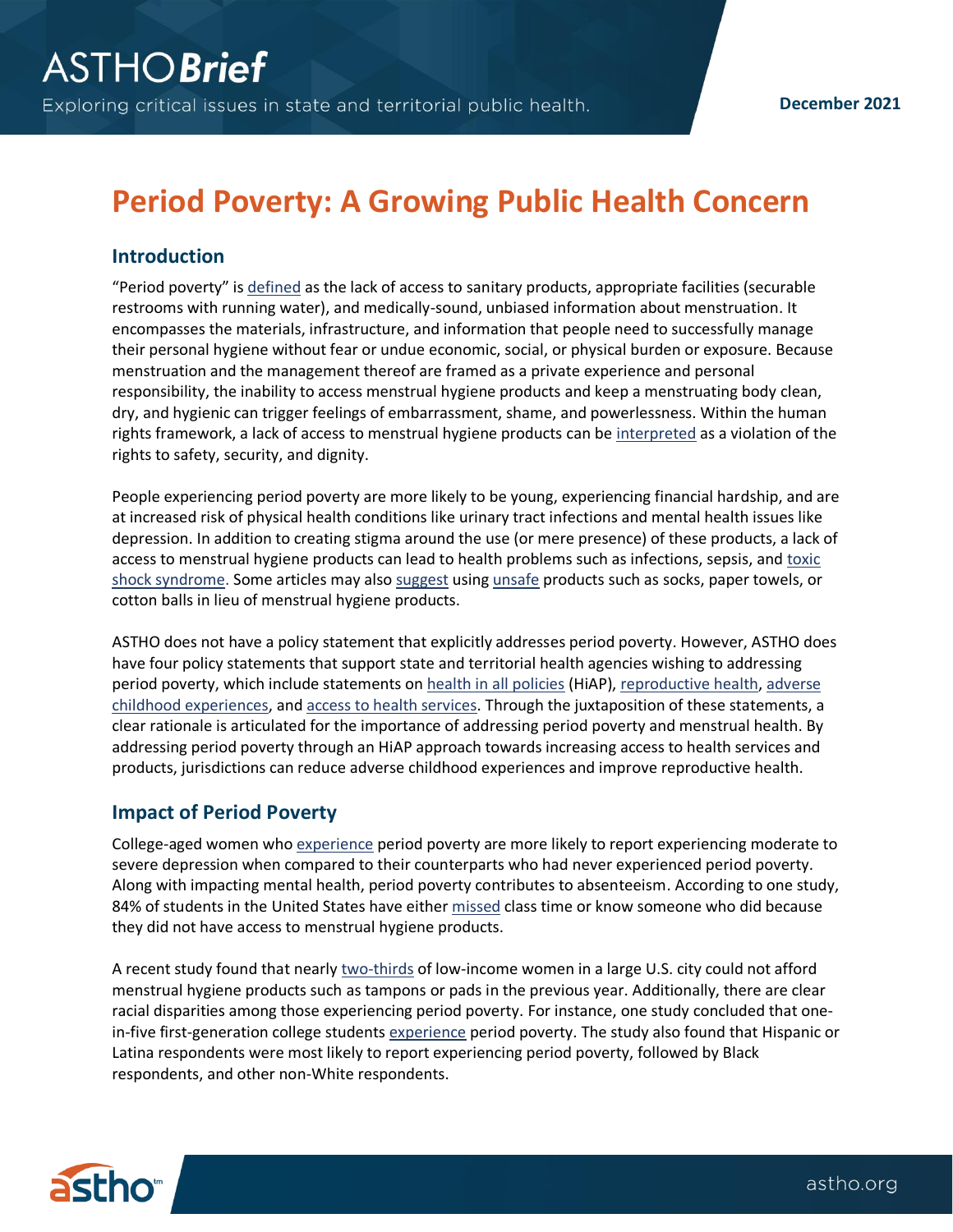# Period Poverty: A Growing Public Health Concern

## Introduction

"Period poverty" is defined as the lack of access to sanitary products, appropriate facilities (securable restrooms with running water), and medically-sound, unbiased information about menstruation. It encompasses the materials, infrastructure, and information that people need to successfully manage their personal hygiene without fear or undue economic, social, or physical burden or exposure. Because menstruation and the management thereof are framed as a private experience and personal responsibility, the inability to access menstrual hygiene products and keep a menstruating body clean, dry, and hygienic can trigger feelings of embarrassment, shame, and powerlessness. Within the human rights framework, a lack of access to menstrual hygiene products can be interpreted as a violation of the rights to safety, security, and dignity.

People experiencing period poverty are more likely to be young, experiencing financial hardship, and are at increased risk of physical health conditions like urinary tract infections and mental health issues like depression. In addition to creating stigma around the use (or mere presence) of these products, a lack of access to menstrual hygiene products can lead to health problems such as infections, sepsis, and toxic shock syndrome. Some articles may also suggest using unsafe products such as socks, paper towels, or cotton balls in lieu of menstrual hygiene products.

ASTHO does not have a policy statement that explicitly addresses period poverty. However, ASTHO does have four policy statements that support state and territorial health agencies wishing to addressing period poverty, which include statements on health in all policies (HiAP), reproductive health, adverse childhood experiences, and access to health services. Through the juxtaposition of these statements, a clear rationale is articulated for the importance of addressing period poverty and menstrual health. By addressing period poverty through an HiAP approach towards increasing access to health services and products, jurisdictions can reduce adverse childhood experiences and improve reproductive health.

## Impact of Period Poverty

College-aged women who experience period poverty are more likely to report experiencing moderate to severe depression when compared to their counterparts who had never experienced period poverty. Along with impacting mental health, period poverty contributes to absenteeism. According to one study, 84% of students in the United States have either missed class time or know someone who did because they did not have access to menstrual hygiene products.

A recent study found that nearly two-thirds of low-income women in a large U.S. city could not afford menstrual hygiene products such as tampons or pads in the previous year. Additionally, there are clear racial disparities among those experiencing period poverty. For instance, one study concluded that one-in-five first-generation college students experience period poverty. The study also found that Hispanic or Latina respondents were most likely to report experiencing period poverty, followed by Black respondents, and other non-White respondents.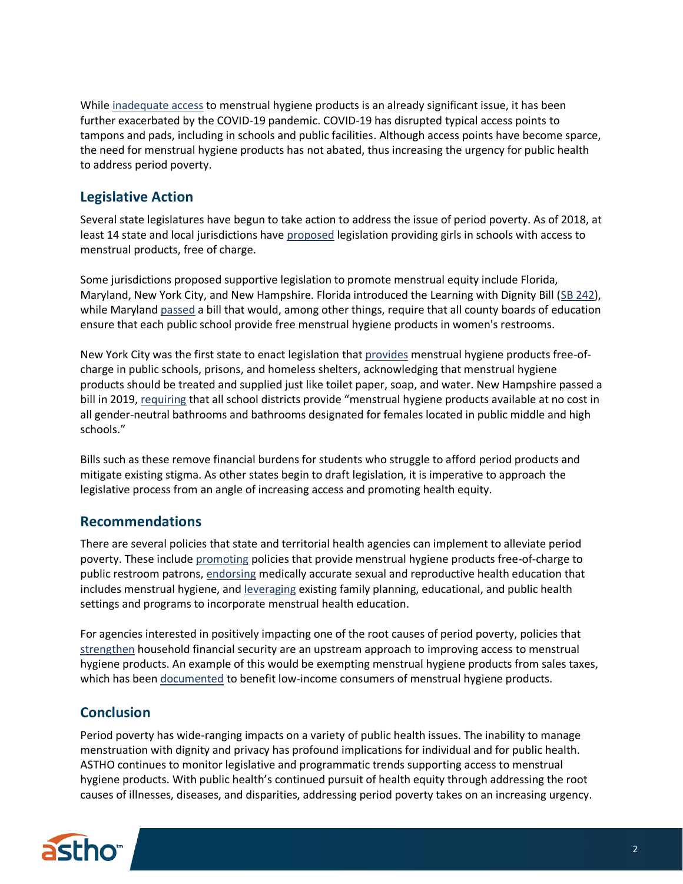While inadequate access to menstrual hygiene products is an already significant issue, it has been further exacerbated by the COVID-19 pandemic. COVID-19 has disrupted typical access points to tampons and pads, including in schools and public facilities. Although access points have become sparse, the need for menstrual hygiene products has not abated, thus increasing the urgency for public health to address period poverty.

## Legislative Action

Several state legislatures have begun to take action to address the issue of period poverty. As of 2018, at least 14 state and local jurisdictions have proposed legislation providing girls in schools with access to menstrual products, free of charge.

Some jurisdictions proposed supportive legislation to promote menstrual equity include Florida, Maryland, New York City, and New Hampshire. Florida introduced the Learning with Dignity Bill (SB 242), while Maryland passed a bill that would, among other things, require that all county boards of education ensure that each public school provide free menstrual hygiene products in women's restrooms.

New York City was the first state to enact legislation that provides menstrual hygiene products free-of-charge in public schools, prisons, and homeless shelters, acknowledging that menstrual hygiene products should be treated and supplied just like toilet paper, soap, and water. New Hampshire passed a bill in 2019, requiring that all school districts provide "menstrual hygiene products available at no cost in all gender-neutral bathrooms and bathrooms designated for females located in public middle and high schools."

Bills such as these remove financial burdens for students who struggle to afford period products and mitigate existing stigma. As other states begin to draft legislation, it is imperative to approach the legislative process from an angle of increasing access and promoting health equity.

## Recommendations

There are several policies that state and territorial health agencies can implement to alleviate period poverty. These include promoting policies that provide menstrual hygiene products free-of-charge to public restroom patrons, endorsing medically accurate sexual and reproductive health education that includes menstrual hygiene, and leveraging existing family planning, educational, and public health settings and programs to incorporate menstrual health education.

For agencies interested in positively impacting one of the root causes of period poverty, policies that strengthen household financial security are an upstream approach to improving access to menstrual hygiene products. An example of this would be exempting menstrual hygiene products from sales taxes, which has been documented to benefit low-income consumers of menstrual hygiene products.

## Conclusion

Period poverty has wide-ranging impacts on a variety of public health issues. The inability to manage menstruation with dignity and privacy has profound implications for individual and for public health. ASTHO continues to monitor legislative and programmatic trends supporting access to menstrual hygiene products. With public health's continued pursuit of health equity through addressing the root causes of illnesses, diseases, and disparities, addressing period poverty takes on an increasing urgency.